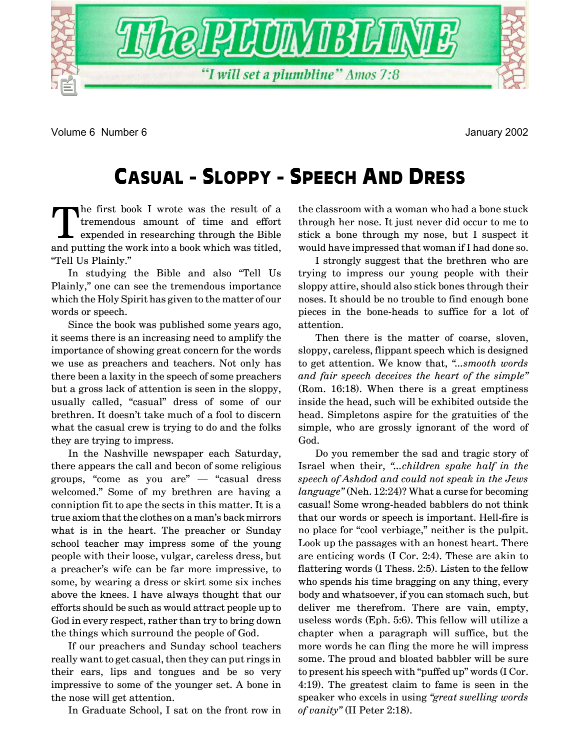# The PLUMBLINE

"I will set a plumbline" Amos 7:8

Volume 6 Number 6 January 2002

## Casual - Sloppy - Speech And Dress

The first book I wrote was the result of a tremendous amount of time and effort expended in researching through the Bible and putting the work into a book which was titled, "Tell Us Plainly."

In studying the Bible and also "Tell Us Plainly," one can see the tremendous importance which the Holy Spirit has given to the matter of our words or speech.

Since the book was published some years ago, it seems there is an increasing need to amplify the importance of showing great concern for the words we use as preachers and teachers. Not only has there been a laxity in the speech of some preachers but a gross lack of attention is seen in the sloppy, usually called, "casual" dress of some of our brethren. It doesn't take much of a fool to discern what the casual crew is trying to do and the folks they are trying to impress.

In the Nashville newspaper each Saturday, there appears the call and becon of some religious groups, "come as you are" — "casual dress welcomed." Some of my brethren are having a conniption fit to ape the sects in this matter. It is a true axiom that the clothes on a man's back mirrors what is in the heart. The preacher or Sunday school teacher may impress some of the young people with their loose, vulgar, careless dress, but a preacher's wife can be far more impressive, to some, by wearing a dress or skirt some six inches above the knees. I have always thought that our efforts should be such as would attract people up to God in every respect, rather than try to bring down the things which surround the people of God.

If our preachers and Sunday school teachers really want to get casual, then they can put rings in their ears, lips and tongues and be so very impressive to some of the younger set. A bone in the nose will get attention.

In Graduate School, I sat on the front row in the classroom with a woman who had a bone stuck through her nose. It just never did occur to me to stick a bone through my nose, but I suspect it would have impressed that woman if I had done so.

I strongly suggest that the brethren who are trying to impress our young people with their sloppy attire, should also stick bones through their noses. It should be no trouble to find enough bone pieces in the bone-heads to suffice for a lot of attention.

Then there is the matter of coarse, sloven, sloppy, careless, flippant speech which is designed to get attention. We know that, *"...smooth words and fair speech deceives the heart of the simple"* (Rom. 16:18). When there is a great emptiness inside the head, such will be exhibited outside the head. Simpletons aspire for the gratuities of the simple, who are grossly ignorant of the word of God.

Do you remember the sad and tragic story of Israel when their, *"...children spake half in the speech of Ashdod and could not speak in the Jews language"* (Neh. 12:24)? What a curse for becoming casual! Some wrong-headed babblers do not think that our words or speech is important. Hell-fire is no place for "cool verbiage," neither is the pulpit. Look up the passages with an honest heart. There are enticing words (I Cor. 2:4). These are akin to flattering words (I Thess. 2:5). Listen to the fellow who spends his time bragging on any thing, every body and whatsoever, if you can stomach such, but deliver me therefrom. There are vain, empty, useless words (Eph. 5:6). This fellow will utilize a chapter when a paragraph will suffice, but the more words he can fling the more he will impress some. The proud and bloated babbler will be sure to present his speech with "puffed up" words (I Cor. 4:19). The greatest claim to fame is seen in the speaker who excels in using *"great swelling words of vanity"* (II Peter 2:18).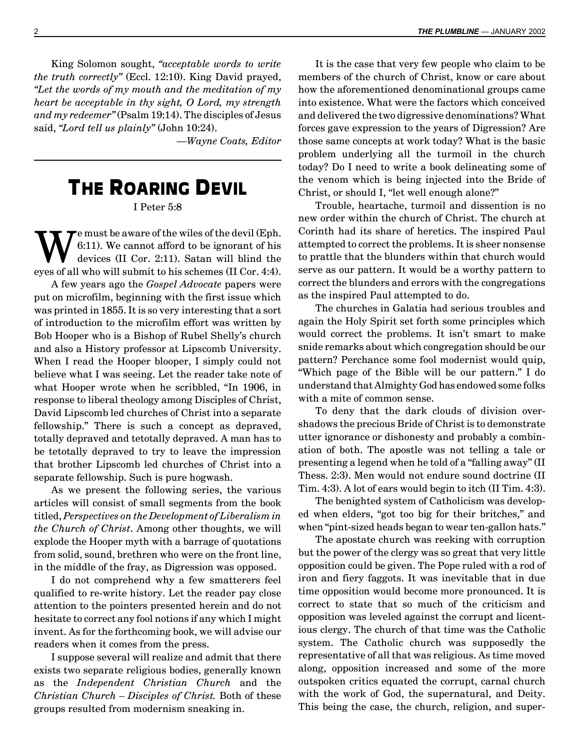King Solomon sought, *"acceptable words to write the truth correctly"* (Eccl. 12:10). King David prayed, *"Let the words of my mouth and the meditation of my heart be acceptable in thy sight, O Lord, my strength and my redeemer"* (Psalm 19:14). The disciples of Jesus said, *"Lord tell us plainly"* (John 10:24).

—*Wayne Coats, Editor*

---

# The Roaring Devil

I Peter 5:8

We must be aware of the wiles of the devil (Eph. 6:11). We cannot afford to be ignorant of his devices (II Cor. 2:11). Satan will blind the eyes of all who will submit to his schemes (II Cor. 4:4).

A few years ago the *Gospel Advocate* papers were put on microfilm, beginning with the first issue which was printed in 1855. It is so very interesting that a sort of introduction to the microfilm effort was written by Bob Hooper who is a Bishop of Rubel Shelly's church and also a History professor at Lipscomb University. When I read the Hooper blooper, I simply could not believe what I was seeing. Let the reader take note of what Hooper wrote when he scribbled, "In 1906, in response to liberal theology among Disciples of Christ, David Lipscomb led churches of Christ into a separate fellowship." There is such a concept as depraved, totally depraved and tetotally depraved. A man has to be tetotally depraved to try to leave the impression that brother Lipscomb led churches of Christ into a separate fellowship. Such is pure hogwash.

As we present the following series, the various articles will consist of small segments from the book titled, *Perspectives on the Development of Liberalism in the Church of Christ*. Among other thoughts, we will explode the Hooper myth with a barrage of quotations from solid, sound, brethren who were on the front line, in the middle of the fray, as Digression was opposed.

I do not comprehend why a few smatterers feel qualified to re-write history. Let the reader pay close attention to the pointers presented herein and do not hesitate to correct any fool notions if any which I might invent. As for the forthcoming book, we will advise our readers when it comes from the press.

I suppose several will realize and admit that there exists two separate religious bodies, generally known as the *Independent Christian Church* and the *Christian Church – Disciples of Christ.* Both of these groups resulted from modernism sneaking in.

It is the case that very few people who claim to be members of the church of Christ, know or care about how the aforementioned denominational groups came into existence. What were the factors which conceived and delivered the two digressive denominations? What forces gave expression to the years of Digression? Are those same concepts at work today? What is the basic problem underlying all the turmoil in the church today? Do I need to write a book delineating some of the venom which is being injected into the Bride of Christ, or should I, "let well enough alone?"

Trouble, heartache, turmoil and dissention is no new order within the church of Christ. The church at Corinth had its share of heretics. The inspired Paul attempted to correct the problems. It is sheer nonsense to prattle that the blunders within that church would serve as our pattern. It would be a worthy pattern to correct the blunders and errors with the congregations as the inspired Paul attempted to do.

The churches in Galatia had serious troubles and again the Holy Spirit set forth some principles which would correct the problems. It isn't smart to make snide remarks about which congregation should be our pattern? Perchance some fool modernist would quip, "Which page of the Bible will be our pattern." I do understand that Almighty God has endowed some folks with a mite of common sense.

To deny that the dark clouds of division overshadows the precious Bride of Christ is to demonstrate utter ignorance or dishonesty and probably a combination of both. The apostle was not telling a tale or presenting a legend when he told of a "falling away" (II Thess. 2:3). Men would not endure sound doctrine (II Tim. 4:3). A lot of ears would begin to itch (II Tim. 4:3).

The benighted system of Catholicism was developed when elders, "got too big for their britches," and when "pint-sized heads began to wear ten-gallon hats."

The apostate church was reeking with corruption but the power of the clergy was so great that very little opposition could be given. The Pope ruled with a rod of iron and fiery faggots. It was inevitable that in due time opposition would become more pronounced. It is correct to state that so much of the criticism and opposition was leveled against the corrupt and licentious clergy. The church of that time was the Catholic system. The Catholic church was supposedly the representative of all that was religious. As time moved along, opposition increased and some of the more outspoken critics equated the corrupt, carnal church with the work of God, the supernatural, and Deity. This being the case, the church, religion, and super-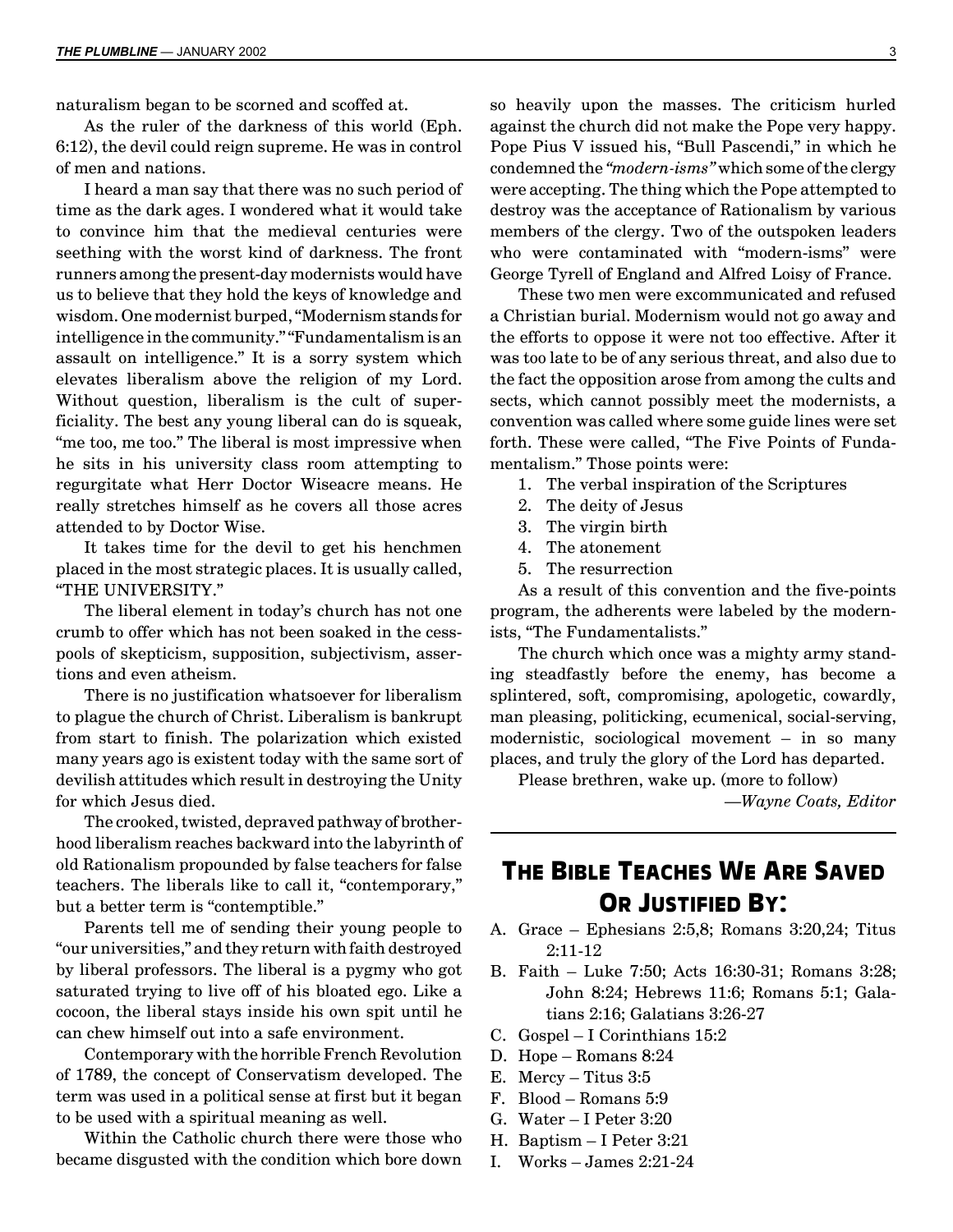naturalism began to be scorned and scoffed at.

As the ruler of the darkness of this world (Eph. 6:12), the devil could reign supreme. He was in control of men and nations.

I heard a man say that there was no such period of time as the dark ages. I wondered what it would take to convince him that the medieval centuries were seething with the worst kind of darkness. The front runners among the present-day modernists would have us to believe that they hold the keys of knowledge and wisdom. One modernist burped, "Modernism stands for intelligence in the community." "Fundamentalism is an assault on intelligence." It is a sorry system which elevates liberalism above the religion of my Lord. Without question, liberalism is the cult of superficiality. The best any young liberal can do is squeak, "me too, me too." The liberal is most impressive when he sits in his university class room attempting to regurgitate what Herr Doctor Wiseacre means. He really stretches himself as he covers all those acres attended to by Doctor Wise.

It takes time for the devil to get his henchmen placed in the most strategic places. It is usually called, "THE UNIVERSITY."

The liberal element in today's church has not one crumb to offer which has not been soaked in the cesspools of skepticism, supposition, subjectivism, assertions and even atheism.

There is no justification whatsoever for liberalism to plague the church of Christ. Liberalism is bankrupt from start to finish. The polarization which existed many years ago is existent today with the same sort of devilish attitudes which result in destroying the Unity for which Jesus died.

The crooked, twisted, depraved pathway of brotherhood liberalism reaches backward into the labyrinth of old Rationalism propounded by false teachers for false teachers. The liberals like to call it, "contemporary," but a better term is "contemptible."

Parents tell me of sending their young people to "our universities," and they return with faith destroyed by liberal professors. The liberal is a pygmy who got saturated trying to live off of his bloated ego. Like a cocoon, the liberal stays inside his own spit until he can chew himself out into a safe environment.

Contemporary with the horrible French Revolution of 1789, the concept of Conservatism developed. The term was used in a political sense at first but it began to be used with a spiritual meaning as well.

Within the Catholic church there were those who became disgusted with the condition which bore down so heavily upon the masses. The criticism hurled against the church did not make the Pope very happy. Pope Pius V issued his, "Bull Pascendi," in which he condemned the *"modern-isms"* which some of the clergy were accepting. The thing which the Pope attempted to destroy was the acceptance of Rationalism by various members of the clergy. Two of the outspoken leaders who were contaminated with "modern-isms" were George Tyrell of England and Alfred Loisy of France.

These two men were excommunicated and refused a Christian burial. Modernism would not go away and the efforts to oppose it were not too effective. After it was too late to be of any serious threat, and also due to the fact the opposition arose from among the cults and sects, which cannot possibly meet the modernists, a convention was called where some guide lines were set forth. These were called, "The Five Points of Fundamentalism." Those points were:

1. The verbal inspiration of the Scriptures
2. The deity of Jesus
3. The virgin birth
4. The atonement
5. The resurrection

As a result of this convention and the five-points program, the adherents were labeled by the modernists, "The Fundamentalists."

The church which once was a mighty army standing steadfastly before the enemy, has become a splintered, soft, compromising, apologetic, cowardly, man pleasing, politicking, ecumenical, social-serving, modernistic, sociological movement – in so many places, and truly the glory of the Lord has departed.

Please brethren, wake up. (more to follow)

*—Wayne Coats, Editor*

## The Bible Teaches We Are Saved Or Justified By:

A. Grace – Ephesians 2:5,8; Romans 3:20,24; Titus 2:11-12
B. Faith – Luke 7:50; Acts 16:30-31; Romans 3:28; John 8:24; Hebrews 11:6; Romans 5:1; Galatians 2:16; Galatians 3:26-27
C. Gospel – I Corinthians 15:2
D. Hope – Romans 8:24
E. Mercy – Titus 3:5
F. Blood – Romans 5:9
G. Water – I Peter 3:20
H. Baptism – I Peter 3:21
I. Works – James 2:21-24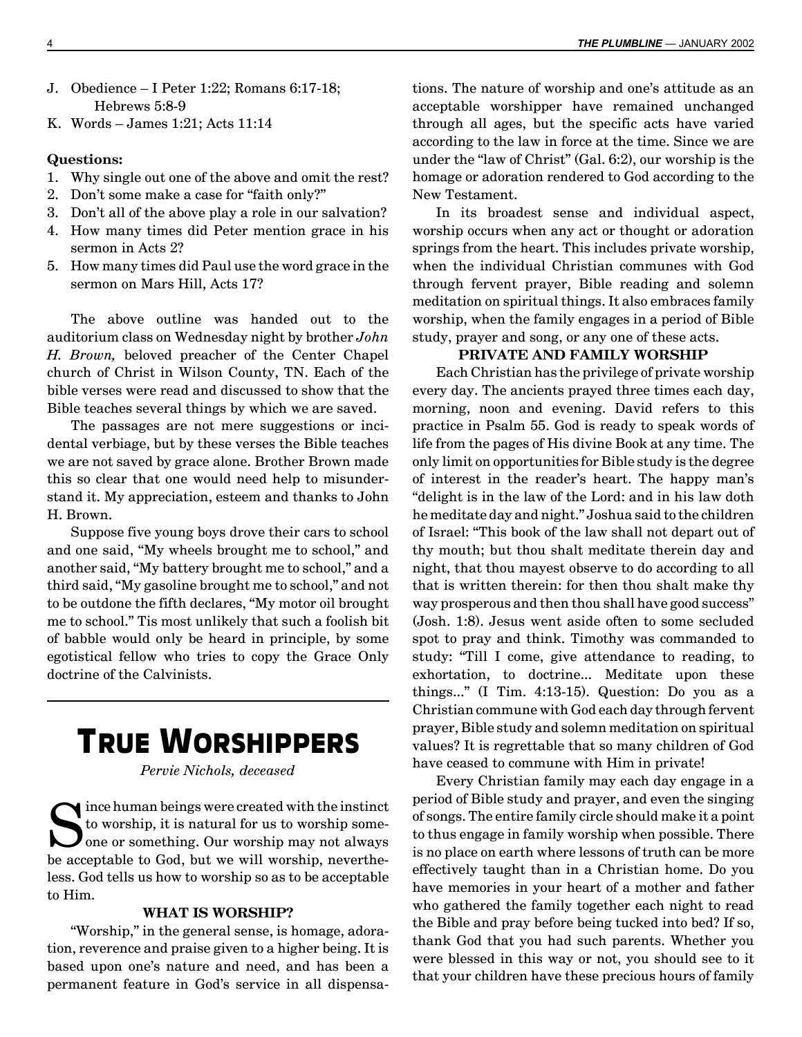J. Obedience – I Peter 1:22; Romans 6:17-18; Hebrews 5:8-9
K. Words – James 1:21; Acts 11:14

**Questions:**

1. Why single out one of the above and omit the rest?
2. Don't some make a case for "faith only?"
3. Don't all of the above play a role in our salvation?
4. How many times did Peter mention grace in his sermon in Acts 2?
5. How many times did Paul use the word grace in the sermon on Mars Hill, Acts 17?

The above outline was handed out to the auditorium class on Wednesday night by brother *John H. Brown,* beloved preacher of the Center Chapel church of Christ in Wilson County, TN. Each of the bible verses were read and discussed to show that the Bible teaches several things by which we are saved.

The passages are not mere suggestions or incidental verbiage, but by these verses the Bible teaches we are not saved by grace alone. Brother Brown made this so clear that one would need help to misunderstand it. My appreciation, esteem and thanks to John H. Brown.

Suppose five young boys drove their cars to school and one said, "My wheels brought me to school," and another said, "My battery brought me to school," and a third said, "My gasoline brought me to school," and not to be outdone the fifth declares, "My motor oil brought me to school." Tis most unlikely that such a foolish bit of babble would only be heard in principle, by some egotistical fellow who tries to copy the Grace Only doctrine of the Calvinists.

---

# TRUE WORSHIPPERS

*Pervie Nichols, deceased*

Since human beings were created with the instinct to worship, it is natural for us to worship someone or something. Our worship may not always be acceptable to God, but we will worship, nevertheless. God tells us how to worship so as to be acceptable to Him.

### WHAT IS WORSHIP?

"Worship," in the general sense, is homage, adoration, reverence and praise given to a higher being. It is based upon one's nature and need, and has been a permanent feature in God's service in all dispensations. The nature of worship and one's attitude as an acceptable worshipper have remained unchanged through all ages, but the specific acts have varied according to the law in force at the time. Since we are under the "law of Christ" (Gal. 6:2), our worship is the homage or adoration rendered to God according to the New Testament.

In its broadest sense and individual aspect, worship occurs when any act or thought or adoration springs from the heart. This includes private worship, when the individual Christian communes with God through fervent prayer, Bible reading and solemn meditation on spiritual things. It also embraces family worship, when the family engages in a period of Bible study, prayer and song, or any one of these acts.

### PRIVATE AND FAMILY WORSHIP

Each Christian has the privilege of private worship every day. The ancients prayed three times each day, morning, noon and evening. David refers to this practice in Psalm 55. God is ready to speak words of life from the pages of His divine Book at any time. The only limit on opportunities for Bible study is the degree of interest in the reader's heart. The happy man's "delight is in the law of the Lord: and in his law doth he meditate day and night." Joshua said to the children of Israel: "This book of the law shall not depart out of thy mouth; but thou shalt meditate therein day and night, that thou mayest observe to do according to all that is written therein: for then thou shalt make thy way prosperous and then thou shall have good success" (Josh. 1:8). Jesus went aside often to some secluded spot to pray and think. Timothy was commanded to study: "Till I come, give attendance to reading, to exhortation, to doctrine... Meditate upon these things..." (I Tim. 4:13-15). Question: Do you as a Christian commune with God each day through fervent prayer, Bible study and solemn meditation on spiritual values? It is regrettable that so many children of God have ceased to commune with Him in private!

Every Christian family may each day engage in a period of Bible study and prayer, and even the singing of songs. The entire family circle should make it a point to thus engage in family worship when possible. There is no place on earth where lessons of truth can be more effectively taught than in a Christian home. Do you have memories in your heart of a mother and father who gathered the family together each night to read the Bible and pray before being tucked into bed? If so, thank God that you had such parents. Whether you were blessed in this way or not, you should see to it that your children have these precious hours of family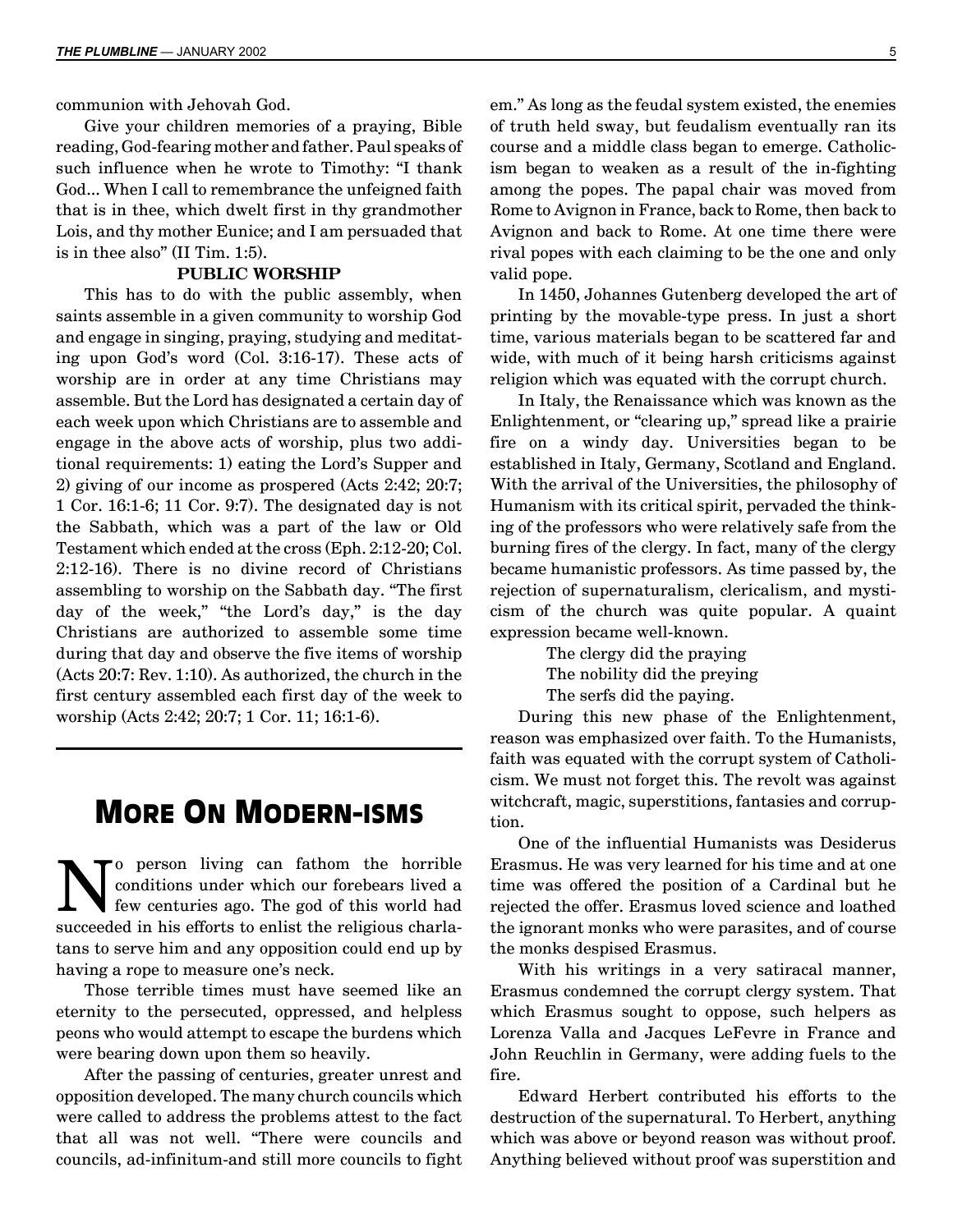communion with Jehovah God.

Give your children memories of a praying, Bible reading, God-fearing mother and father. Paul speaks of such influence when he wrote to Timothy: "I thank God... When I call to remembrance the unfeigned faith that is in thee, which dwelt first in thy grandmother Lois, and thy mother Eunice; and I am persuaded that is in thee also" (II Tim. 1:5).

**PUBLIC WORSHIP**

This has to do with the public assembly, when saints assemble in a given community to worship God and engage in singing, praying, studying and meditating upon God's word (Col. 3:16-17). These acts of worship are in order at any time Christians may assemble. But the Lord has designated a certain day of each week upon which Christians are to assemble and engage in the above acts of worship, plus two additional requirements: 1) eating the Lord's Supper and 2) giving of our income as prospered (Acts 2:42; 20:7; 1 Cor. 16:1-6; 11 Cor. 9:7). The designated day is not the Sabbath, which was a part of the law or Old Testament which ended at the cross (Eph. 2:12-20; Col. 2:12-16). There is no divine record of Christians assembling to worship on the Sabbath day. "The first day of the week," "the Lord's day," is the day Christians are authorized to assemble some time during that day and observe the five items of worship (Acts 20:7: Rev. 1:10). As authorized, the church in the first century assembled each first day of the week to worship (Acts 2:42; 20:7; 1 Cor. 11; 16:1-6).

## MORE ON MODERN-ISMS

No person living can fathom the horrible conditions under which our forebears lived a few centuries ago. The god of this world had succeeded in his efforts to enlist the religious charlatans to serve him and any opposition could end up by having a rope to measure one's neck.

Those terrible times must have seemed like an eternity to the persecuted, oppressed, and helpless peons who would attempt to escape the burdens which were bearing down upon them so heavily.

After the passing of centuries, greater unrest and opposition developed. The many church councils which were called to address the problems attest to the fact that all was not well. "There were councils and councils, ad-infinitum-and still more councils to fight em." As long as the feudal system existed, the enemies of truth held sway, but feudalism eventually ran its course and a middle class began to emerge. Catholicism began to weaken as a result of the in-fighting among the popes. The papal chair was moved from Rome to Avignon in France, back to Rome, then back to Avignon and back to Rome. At one time there were rival popes with each claiming to be the one and only valid pope.

In 1450, Johannes Gutenberg developed the art of printing by the movable-type press. In just a short time, various materials began to be scattered far and wide, with much of it being harsh criticisms against religion which was equated with the corrupt church.

In Italy, the Renaissance which was known as the Enlightenment, or "clearing up," spread like a prairie fire on a windy day. Universities began to be established in Italy, Germany, Scotland and England. With the arrival of the Universities, the philosophy of Humanism with its critical spirit, pervaded the thinking of the professors who were relatively safe from the burning fires of the clergy. In fact, many of the clergy became humanistic professors. As time passed by, the rejection of supernaturalism, clericalism, and mysticism of the church was quite popular. A quaint expression became well-known.

The clergy did the praying
The nobility did the preying
The serfs did the paying.

During this new phase of the Enlightenment, reason was emphasized over faith. To the Humanists, faith was equated with the corrupt system of Catholicism. We must not forget this. The revolt was against witchcraft, magic, superstitions, fantasies and corruption.

One of the influential Humanists was Desiderus Erasmus. He was very learned for his time and at one time was offered the position of a Cardinal but he rejected the offer. Erasmus loved science and loathed the ignorant monks who were parasites, and of course the monks despised Erasmus.

With his writings in a very satiracal manner, Erasmus condemned the corrupt clergy system. That which Erasmus sought to oppose, such helpers as Lorenza Valla and Jacques LeFevre in France and John Reuchlin in Germany, were adding fuels to the fire.

Edward Herbert contributed his efforts to the destruction of the supernatural. To Herbert, anything which was above or beyond reason was without proof. Anything believed without proof was superstition and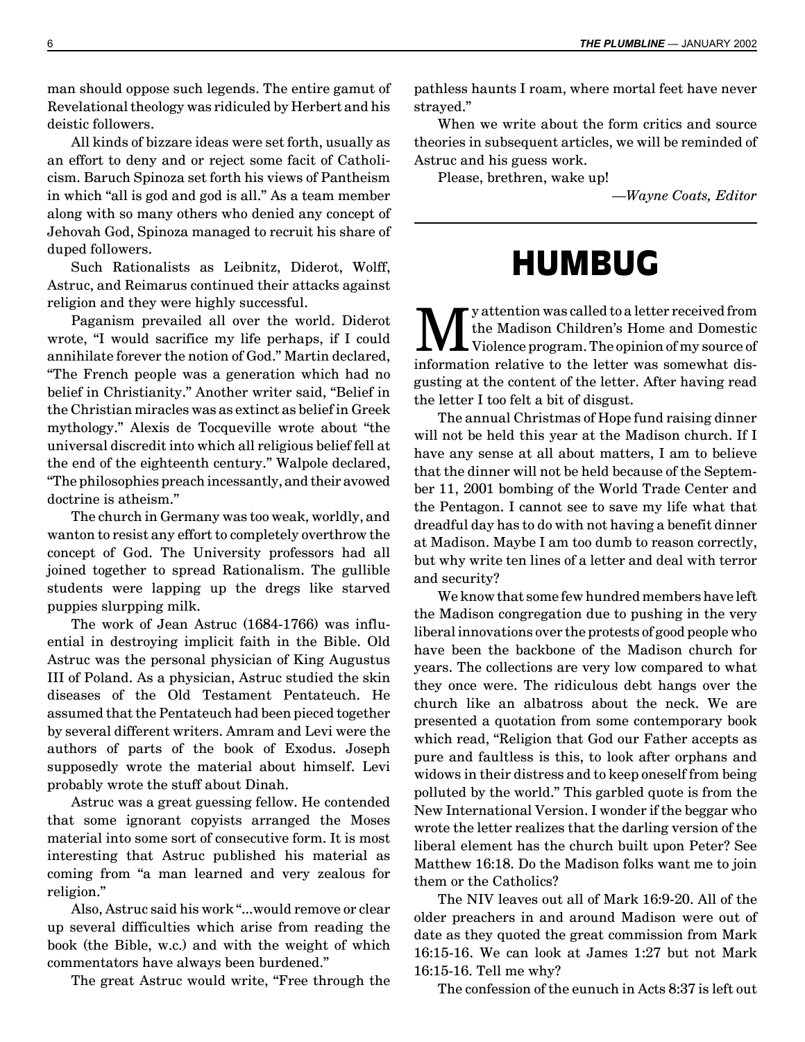man should oppose such legends. The entire gamut of Revelational theology was ridiculed by Herbert and his deistic followers.

All kinds of bizzare ideas were set forth, usually as an effort to deny and or reject some facit of Catholicism. Baruch Spinoza set forth his views of Pantheism in which "all is god and god is all." As a team member along with so many others who denied any concept of Jehovah God, Spinoza managed to recruit his share of duped followers.

Such Rationalists as Leibnitz, Diderot, Wolff, Astruc, and Reimarus continued their attacks against religion and they were highly successful.

Paganism prevailed all over the world. Diderot wrote, "I would sacrifice my life perhaps, if I could annihilate forever the notion of God." Martin declared, "The French people was a generation which had no belief in Christianity." Another writer said, "Belief in the Christian miracles was as extinct as belief in Greek mythology." Alexis de Tocqueville wrote about "the universal discredit into which all religious belief fell at the end of the eighteenth century." Walpole declared, "The philosophies preach incessantly, and their avowed doctrine is atheism."

The church in Germany was too weak, worldly, and wanton to resist any effort to completely overthrow the concept of God. The University professors had all joined together to spread Rationalism. The gullible students were lapping up the dregs like starved puppies slurpping milk.

The work of Jean Astruc (1684-1766) was influential in destroying implicit faith in the Bible. Old Astruc was the personal physician of King Augustus III of Poland. As a physician, Astruc studied the skin diseases of the Old Testament Pentateuch. He assumed that the Pentateuch had been pieced together by several different writers. Amram and Levi were the authors of parts of the book of Exodus. Joseph supposedly wrote the material about himself. Levi probably wrote the stuff about Dinah.

Astruc was a great guessing fellow. He contended that some ignorant copyists arranged the Moses material into some sort of consecutive form. It is most interesting that Astruc published his material as coming from "a man learned and very zealous for religion."

Also, Astruc said his work "...would remove or clear up several difficulties which arise from reading the book (the Bible, w.c.) and with the weight of which commentators have always been burdened."

The great Astruc would write, "Free through the pathless haunts I roam, where mortal feet have never strayed."

When we write about the form critics and source theories in subsequent articles, we will be reminded of Astruc and his guess work.

Please, brethren, wake up!

*—Wayne Coats, Editor*

---

# HUMBUG

My attention was called to a letter received from the Madison Children's Home and Domestic Violence program. The opinion of my source of information relative to the letter was somewhat disgusting at the content of the letter. After having read the letter I too felt a bit of disgust.

The annual Christmas of Hope fund raising dinner will not be held this year at the Madison church. If I have any sense at all about matters, I am to believe that the dinner will not be held because of the September 11, 2001 bombing of the World Trade Center and the Pentagon. I cannot see to save my life what that dreadful day has to do with not having a benefit dinner at Madison. Maybe I am too dumb to reason correctly, but why write ten lines of a letter and deal with terror and security?

We know that some few hundred members have left the Madison congregation due to pushing in the very liberal innovations over the protests of good people who have been the backbone of the Madison church for years. The collections are very low compared to what they once were. The ridiculous debt hangs over the church like an albatross about the neck. We are presented a quotation from some contemporary book which read, "Religion that God our Father accepts as pure and faultless is this, to look after orphans and widows in their distress and to keep oneself from being polluted by the world." This garbled quote is from the New International Version. I wonder if the beggar who wrote the letter realizes that the darling version of the liberal element has the church built upon Peter? See Matthew 16:18. Do the Madison folks want me to join them or the Catholics?

The NIV leaves out all of Mark 16:9-20. All of the older preachers in and around Madison were out of date as they quoted the great commission from Mark 16:15-16. We can look at James 1:27 but not Mark 16:15-16. Tell me why?

The confession of the eunuch in Acts 8:37 is left out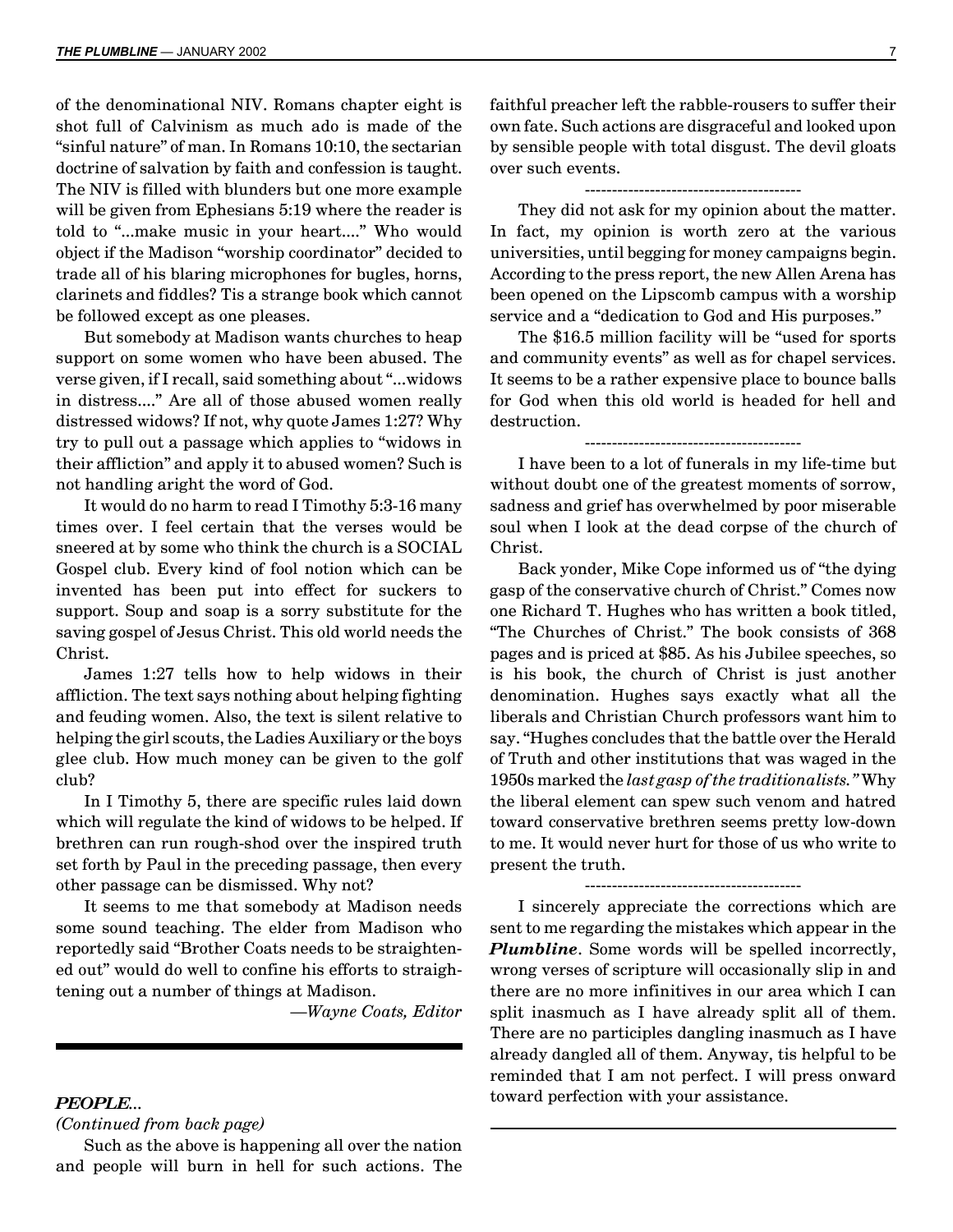of the denominational NIV. Romans chapter eight is shot full of Calvinism as much ado is made of the "sinful nature" of man. In Romans 10:10, the sectarian doctrine of salvation by faith and confession is taught. The NIV is filled with blunders but one more example will be given from Ephesians 5:19 where the reader is told to "...make music in your heart...." Who would object if the Madison "worship coordinator" decided to trade all of his blaring microphones for bugles, horns, clarinets and fiddles? Tis a strange book which cannot be followed except as one pleases.

But somebody at Madison wants churches to heap support on some women who have been abused. The verse given, if I recall, said something about "...widows in distress...." Are all of those abused women really distressed widows? If not, why quote James 1:27? Why try to pull out a passage which applies to "widows in their affliction" and apply it to abused women? Such is not handling aright the word of God.

It would do no harm to read I Timothy 5:3-16 many times over. I feel certain that the verses would be sneered at by some who think the church is a SOCIAL Gospel club. Every kind of fool notion which can be invented has been put into effect for suckers to support. Soup and soap is a sorry substitute for the saving gospel of Jesus Christ. This old world needs the Christ.

James 1:27 tells how to help widows in their affliction. The text says nothing about helping fighting and feuding women. Also, the text is silent relative to helping the girl scouts, the Ladies Auxiliary or the boys glee club. How much money can be given to the golf club?

In I Timothy 5, there are specific rules laid down which will regulate the kind of widows to be helped. If brethren can run rough-shod over the inspired truth set forth by Paul in the preceding passage, then every other passage can be dismissed. Why not?

It seems to me that somebody at Madison needs some sound teaching. The elder from Madison who reportedly said "Brother Coats needs to be straightened out" would do well to confine his efforts to straightening out a number of things at Madison.

*—Wayne Coats, Editor*

---

### *PEOPLE...*

*(Continued from back page)*

Such as the above is happening all over the nation and people will burn in hell for such actions. The faithful preacher left the rabble-rousers to suffer their own fate. Such actions are disgraceful and looked upon by sensible people with total disgust. The devil gloats over such events.

----------------------------------------

They did not ask for my opinion about the matter. In fact, my opinion is worth zero at the various universities, until begging for money campaigns begin. According to the press report, the new Allen Arena has been opened on the Lipscomb campus with a worship service and a "dedication to God and His purposes."

The $16.5 million facility will be "used for sports and community events" as well as for chapel services. It seems to be a rather expensive place to bounce balls for God when this old world is headed for hell and destruction.

----------------------------------------

I have been to a lot of funerals in my life-time but without doubt one of the greatest moments of sorrow, sadness and grief has overwhelmed by poor miserable soul when I look at the dead corpse of the church of Christ.

Back yonder, Mike Cope informed us of "the dying gasp of the conservative church of Christ." Comes now one Richard T. Hughes who has written a book titled, "The Churches of Christ." The book consists of 368 pages and is priced at $85. As his Jubilee speeches, so is his book, the church of Christ is just another denomination. Hughes says exactly what all the liberals and Christian Church professors want him to say. "Hughes concludes that the battle over the Herald of Truth and other institutions that was waged in the 1950s marked the *last gasp of the traditionalists."* Why the liberal element can spew such venom and hatred toward conservative brethren seems pretty low-down to me. It would never hurt for those of us who write to present the truth.

----------------------------------------

I sincerely appreciate the corrections which are sent to me regarding the mistakes which appear in the ***Plumbline***. Some words will be spelled incorrectly, wrong verses of scripture will occasionally slip in and there are no more infinitives in our area which I can split inasmuch as I have already split all of them. There are no participles dangling inasmuch as I have already dangled all of them. Anyway, tis helpful to be reminded that I am not perfect. I will press onward toward perfection with your assistance.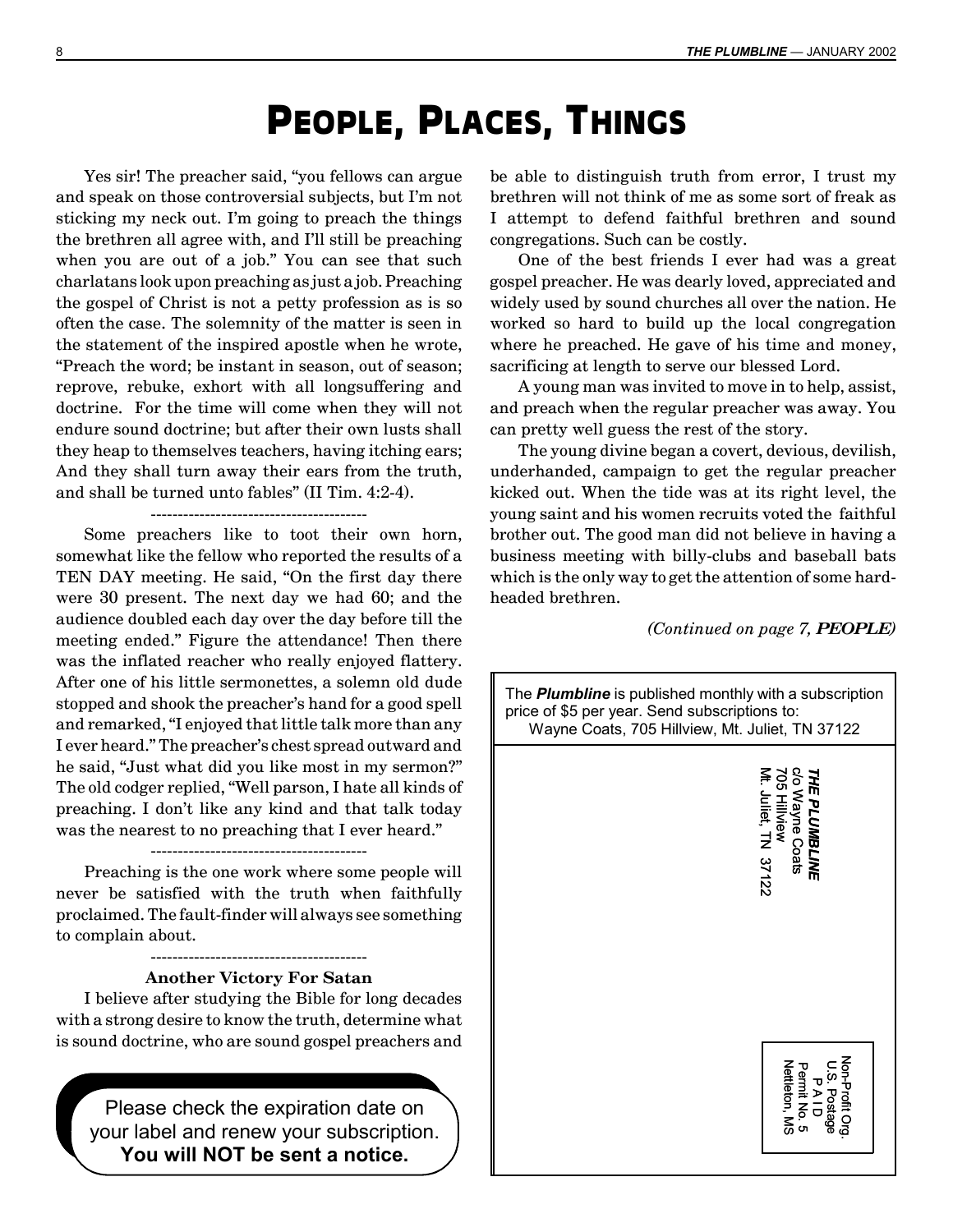④# PEOPLE, PLACES, THINGS

Yes sir! The preacher said, "you fellows can argue and speak on those controversial subjects, but I'm not sticking my neck out. I'm going to preach the things the brethren all agree with, and I'll still be preaching when you are out of a job." You can see that such charlatans look upon preaching as just a job. Preaching the gospel of Christ is not a petty profession as is so often the case. The solemnity of the matter is seen in the statement of the inspired apostle when he wrote, "Preach the word; be instant in season, out of season; reprove, rebuke, exhort with all longsuffering and doctrine. For the time will come when they will not endure sound doctrine; but after their own lusts shall they heap to themselves teachers, having itching ears; And they shall turn away their ears from the truth, and shall be turned unto fables" (II Tim. 4:2-4).

----------------------------------------

Some preachers like to toot their own horn, somewhat like the fellow who reported the results of a TEN DAY meeting. He said, "On the first day there were 30 present. The next day we had 60; and the audience doubled each day over the day before till the meeting ended." Figure the attendance! Then there was the inflated reacher who really enjoyed flattery. After one of his little sermonettes, a solemn old dude stopped and shook the preacher's hand for a good spell and remarked, "I enjoyed that little talk more than any I ever heard." The preacher's chest spread outward and he said, "Just what did you like most in my sermon?" The old codger replied, "Well parson, I hate all kinds of preaching. I don't like any kind and that talk today was the nearest to no preaching that I ever heard."

----------------------------------------

Preaching is the one work where some people will never be satisfied with the truth when faithfully proclaimed. The fault-finder will always see something to complain about.

----------------------------------------

**Another Victory For Satan**

I believe after studying the Bible for long decades with a strong desire to know the truth, determine what is sound doctrine, who are sound gospel preachers and be able to distinguish truth from error, I trust my brethren will not think of me as some sort of freak as I attempt to defend faithful brethren and sound congregations. Such can be costly.

One of the best friends I ever had was a great gospel preacher. He was dearly loved, appreciated and widely used by sound churches all over the nation. He worked so hard to build up the local congregation where he preached. He gave of his time and money, sacrificing at length to serve our blessed Lord.

A young man was invited to move in to help, assist, and preach when the regular preacher was away. You can pretty well guess the rest of the story.

The young divine began a covert, devious, devilish, underhanded, campaign to get the regular preacher kicked out. When the tide was at its right level, the young saint and his women recruits voted the faithful brother out. The good man did not believe in having a business meeting with billy-clubs and baseball bats which is the only way to get the attention of some hard-headed brethren.

*(Continued on page 7, **PEOPLE**)*

Please check the expiration date on your label and renew your subscription. **You will NOT be sent a notice.**

The ***Plumbline*** is published monthly with a subscription price of $5 per year. Send subscriptions to: Wayne Coats, 705 Hillview, Mt. Juliet, TN 37122

***THE PLUMBLINE***
c/o Wayne Coats
705 Hillview
Mt. Juliet, TN 37122

Non-Profit Org.
U.S. Postage
P A I D
Permit No. 5
Nettleton, MS